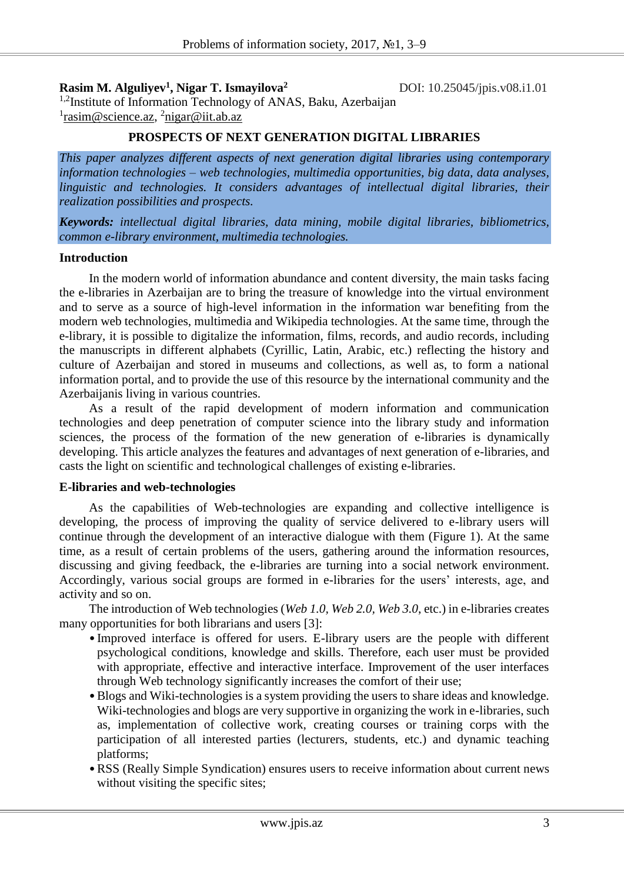**Rasim M. Alguliyev[1], Nigar T. Ismayilova[2]** DOI: 10.25045/jpis.v08.i1.01

[1,2]Institute of Information Technology of ANAS, Baku, Azerbaijan

[1]rasim@science.az, [2]nigar@iit.ab.az

# PROSPECTS OF NEXT GENERATION DIGITAL LIBRARIES

*This paper analyzes different aspects of next generation digital libraries using contemporary information technologies – web technologies, multimedia opportunities, big data, data analyses, linguistic and technologies. It considers advantages of intellectual digital libraries, their realization possibilities and prospects.*

***Keywords:*** *intellectual digital libraries, data mining, mobile digital libraries, bibliometrics, common e-library environment, multimedia technologies.*

## Introduction

In the modern world of information abundance and content diversity, the main tasks facing the e-libraries in Azerbaijan are to bring the treasure of knowledge into the virtual environment and to serve as a source of high-level information in the information war benefiting from the modern web technologies, multimedia and Wikipedia technologies. At the same time, through the e-library, it is possible to digitalize the information, films, records, and audio records, including the manuscripts in different alphabets (Cyrillic, Latin, Arabic, etc.) reflecting the history and culture of Azerbaijan and stored in museums and collections, as well as, to form a national information portal, and to provide the use of this resource by the international community and the Azerbaijanis living in various countries.

As a result of the rapid development of modern information and communication technologies and deep penetration of computer science into the library study and information sciences, the process of the formation of the new generation of e-libraries is dynamically developing. This article analyzes the features and advantages of next generation of e-libraries, and casts the light on scientific and technological challenges of existing e-libraries.

## E-libraries and web-technologies

As the capabilities of Web-technologies are expanding and collective intelligence is developing, the process of improving the quality of service delivered to e-library users will continue through the development of an interactive dialogue with them (Figure 1). At the same time, as a result of certain problems of the users, gathering around the information resources, discussing and giving feedback, the e-libraries are turning into a social network environment. Accordingly, various social groups are formed in e-libraries for the users' interests, age, and activity and so on.

The introduction of Web technologies (*Web 1.0, Web 2.0, Web 3.0*, etc.) in e-libraries creates many opportunities for both librarians and users [3]:

- Improved interface is offered for users. E-library users are the people with different psychological conditions, knowledge and skills. Therefore, each user must be provided with appropriate, effective and interactive interface. Improvement of the user interfaces through Web technology significantly increases the comfort of their use;
- Blogs and Wiki-technologies is a system providing the users to share ideas and knowledge. Wiki-technologies and blogs are very supportive in organizing the work in e-libraries, such as, implementation of collective work, creating courses or training corps with the participation of all interested parties (lecturers, students, etc.) and dynamic teaching platforms;
- RSS (Really Simple Syndication) ensures users to receive information about current news without visiting the specific sites;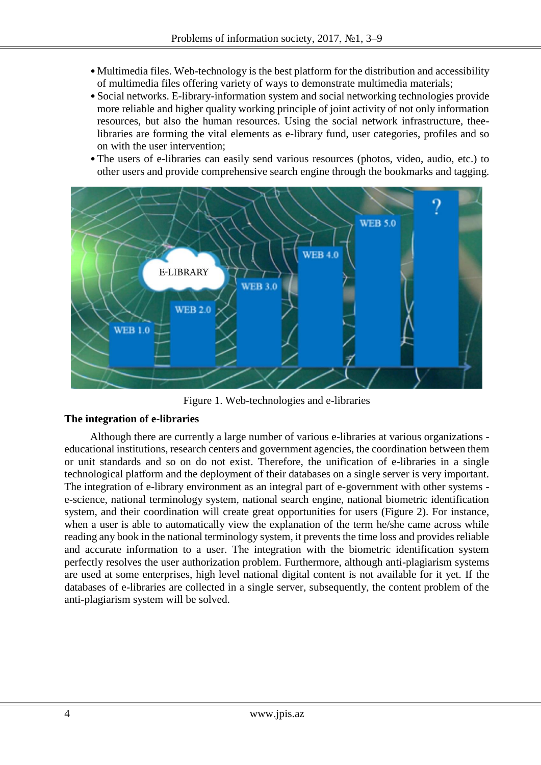- Multimedia files. Web-technology is the best platform for the distribution and accessibility of multimedia files offering variety of ways to demonstrate multimedia materials;
- Social networks. E-library-information system and social networking technologies provide more reliable and higher quality working principle of joint activity of not only information resources, but also the human resources. Using the social network infrastructure, thee-libraries are forming the vital elements as e-library fund, user categories, profiles and so on with the user intervention;
- The users of e-libraries can easily send various resources (photos, video, audio, etc.) to other users and provide comprehensive search engine through the bookmarks and tagging.

Figure 1. Web-technologies and e-libraries

**The integration of e-libraries**

Although there are currently a large number of various e-libraries at various organizations - educational institutions, research centers and government agencies, the coordination between them or unit standards and so on do not exist. Therefore, the unification of e-libraries in a single technological platform and the deployment of their databases on a single server is very important. The integration of e-library environment as an integral part of e-government with other systems - e-science, national terminology system, national search engine, national biometric identification system, and their coordination will create great opportunities for users (Figure 2). For instance, when a user is able to automatically view the explanation of the term he/she came across while reading any book in the national terminology system, it prevents the time loss and provides reliable and accurate information to a user. The integration with the biometric identification system perfectly resolves the user authorization problem. Furthermore, although anti-plagiarism systems are used at some enterprises, high level national digital content is not available for it yet. If the databases of e-libraries are collected in a single server, subsequently, the content problem of the anti-plagiarism system will be solved.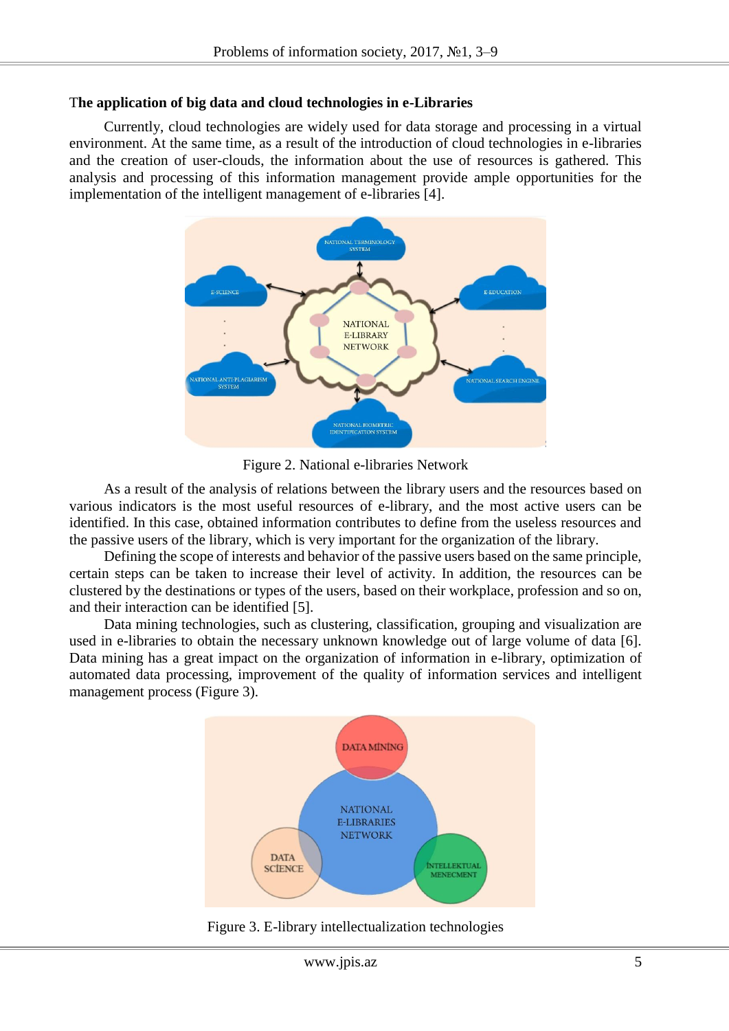### The application of big data and cloud technologies in e-Libraries

Currently, cloud technologies are widely used for data storage and processing in a virtual environment. At the same time, as a result of the introduction of cloud technologies in e-libraries and the creation of user-clouds, the information about the use of resources is gathered. This analysis and processing of this information management provide ample opportunities for the implementation of the intelligent management of e-libraries [4].

Figure 2. National e-libraries Network

As a result of the analysis of relations between the library users and the resources based on various indicators is the most useful resources of e-library, and the most active users can be identified. In this case, obtained information contributes to define from the useless resources and the passive users of the library, which is very important for the organization of the library.

Defining the scope of interests and behavior of the passive users based on the same principle, certain steps can be taken to increase their level of activity. In addition, the resources can be clustered by the destinations or types of the users, based on their workplace, profession and so on, and their interaction can be identified [5].

Data mining technologies, such as clustering, classification, grouping and visualization are used in e-libraries to obtain the necessary unknown knowledge out of large volume of data [6]. Data mining has a great impact on the organization of information in e-library, optimization of automated data processing, improvement of the quality of information services and intelligent management process (Figure 3).

Figure 3. E-library intellectualization technologies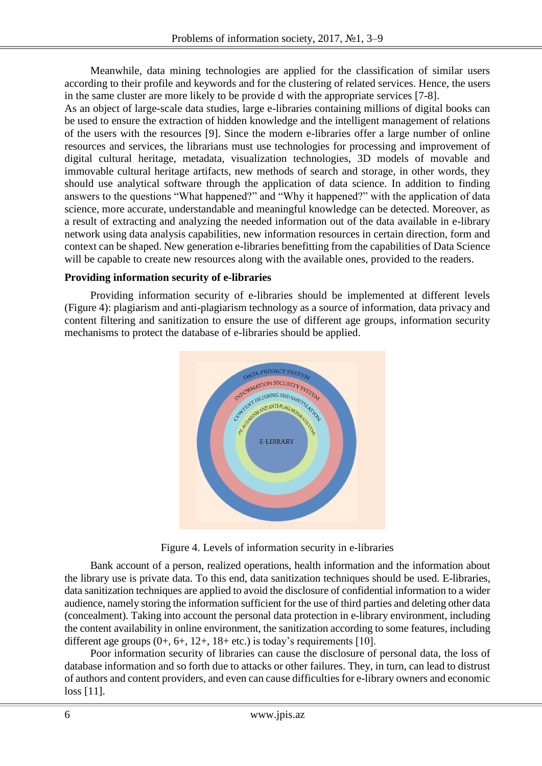Meanwhile, data mining technologies are applied for the classification of similar users according to their profile and keywords and for the clustering of related services. Hence, the users in the same cluster are more likely to be provide d with the appropriate services [7-8].

As an object of large-scale data studies, large e-libraries containing millions of digital books can be used to ensure the extraction of hidden knowledge and the intelligent management of relations of the users with the resources [9]. Since the modern e-libraries offer a large number of online resources and services, the librarians must use technologies for processing and improvement of digital cultural heritage, metadata, visualization technologies, 3D models of movable and immovable cultural heritage artifacts, new methods of search and storage, in other words, they should use analytical software through the application of data science. In addition to finding answers to the questions "What happened?" and "Why it happened?" with the application of data science, more accurate, understandable and meaningful knowledge can be detected. Moreover, as a result of extracting and analyzing the needed information out of the data available in e-library network using data analysis capabilities, new information resources in certain direction, form and context can be shaped. New generation e-libraries benefitting from the capabilities of Data Science will be capable to create new resources along with the available ones, provided to the readers.

**Providing information security of e-libraries**

Providing information security of e-libraries should be implemented at different levels (Figure 4): plagiarism and anti-plagiarism technology as a source of information, data privacy and content filtering and sanitization to ensure the use of different age groups, information security mechanisms to protect the database of e-libraries should be applied.

Figure 4. Levels of information security in e-libraries

Bank account of a person, realized operations, health information and the information about the library use is private data. To this end, data sanitization techniques should be used. E-libraries, data sanitization techniques are applied to avoid the disclosure of confidential information to a wider audience, namely storing the information sufficient for the use of third parties and deleting other data (concealment). Taking into account the personal data protection in e-library environment, including the content availability in online environment, the sanitization according to some features, including different age groups (0+, 6+, 12+, 18+ etc.) is today's requirements [10].

Poor information security of libraries can cause the disclosure of personal data, the loss of database information and so forth due to attacks or other failures. They, in turn, can lead to distrust of authors and content providers, and even can cause difficulties for e-library owners and economic loss [11].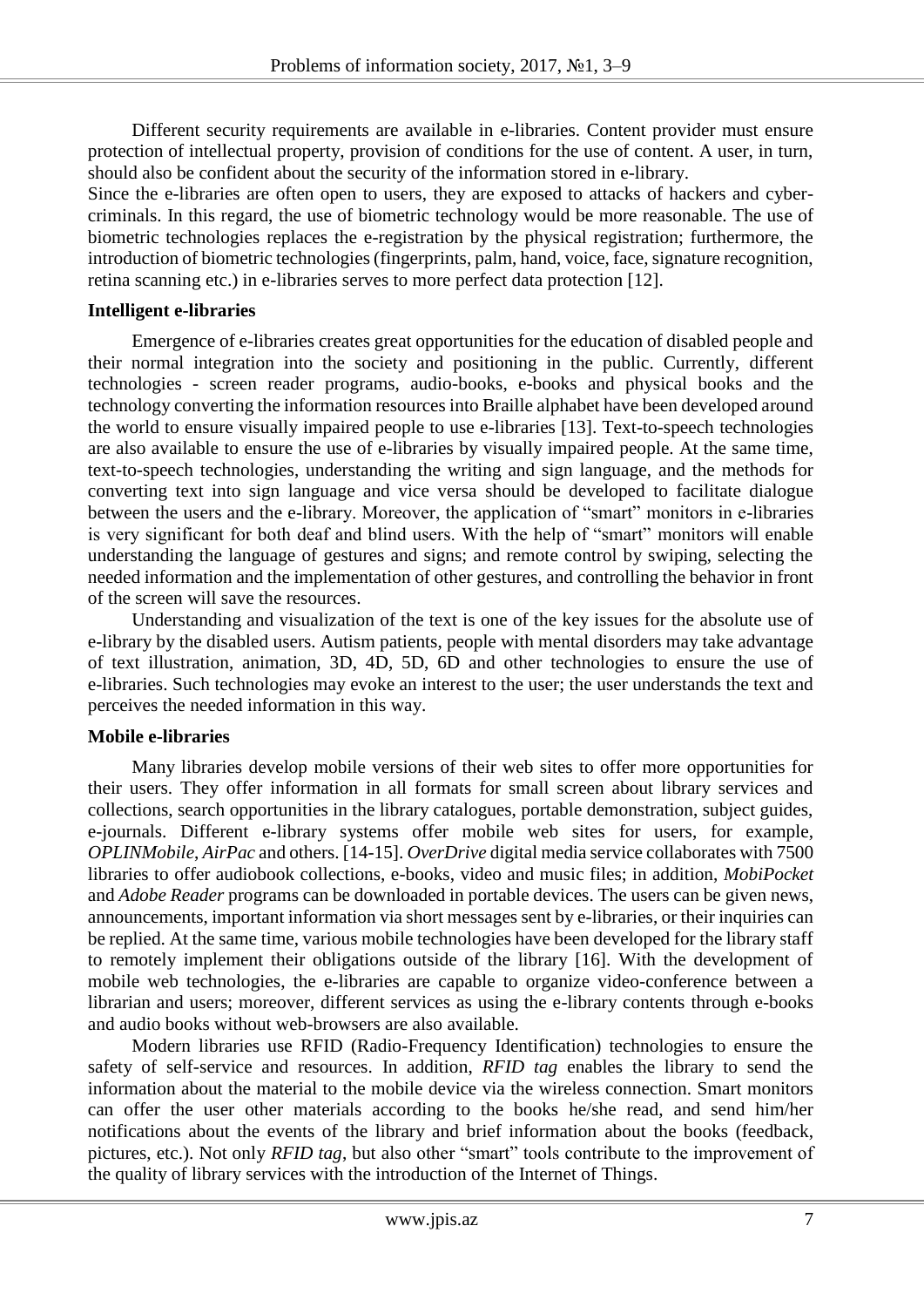Different security requirements are available in e-libraries. Content provider must ensure protection of intellectual property, provision of conditions for the use of content. A user, in turn, should also be confident about the security of the information stored in e-library.

Since the e-libraries are often open to users, they are exposed to attacks of hackers and cyber-criminals. In this regard, the use of biometric technology would be more reasonable. The use of biometric technologies replaces the e-registration by the physical registration; furthermore, the introduction of biometric technologies (fingerprints, palm, hand, voice, face, signature recognition, retina scanning etc.) in e-libraries serves to more perfect data protection [12].

**Intelligent e-libraries**

Emergence of e-libraries creates great opportunities for the education of disabled people and their normal integration into the society and positioning in the public. Currently, different technologies - screen reader programs, audio-books, e-books and physical books and the technology converting the information resources into Braille alphabet have been developed around the world to ensure visually impaired people to use e-libraries [13]. Text-to-speech technologies are also available to ensure the use of e-libraries by visually impaired people. At the same time, text-to-speech technologies, understanding the writing and sign language, and the methods for converting text into sign language and vice versa should be developed to facilitate dialogue between the users and the e-library. Moreover, the application of "smart" monitors in e-libraries is very significant for both deaf and blind users. With the help of "smart" monitors will enable understanding the language of gestures and signs; and remote control by swiping, selecting the needed information and the implementation of other gestures, and controlling the behavior in front of the screen will save the resources.

Understanding and visualization of the text is one of the key issues for the absolute use of e-library by the disabled users. Autism patients, people with mental disorders may take advantage of text illustration, animation, 3D, 4D, 5D, 6D and other technologies to ensure the use of e-libraries. Such technologies may evoke an interest to the user; the user understands the text and perceives the needed information in this way.

**Mobile e-libraries**

Many libraries develop mobile versions of their web sites to offer more opportunities for their users. They offer information in all formats for small screen about library services and collections, search opportunities in the library catalogues, portable demonstration, subject guides, e-journals. Different e-library systems offer mobile web sites for users, for example, *OPLINMobile*, *AirPac* and others. [14-15]. *OverDrive* digital media service collaborates with 7500 libraries to offer audiobook collections, e-books, video and music files; in addition, *MobiPocket* and *Adobe Reader* programs can be downloaded in portable devices. The users can be given news, announcements, important information via short messages sent by e-libraries, or their inquiries can be replied. At the same time, various mobile technologies have been developed for the library staff to remotely implement their obligations outside of the library [16]. With the development of mobile web technologies, the e-libraries are capable to organize video-conference between a librarian and users; moreover, different services as using the e-library contents through e-books and audio books without web-browsers are also available.

Modern libraries use RFID (Radio-Frequency Identification) technologies to ensure the safety of self-service and resources. In addition, *RFID tag* enables the library to send the information about the material to the mobile device via the wireless connection. Smart monitors can offer the user other materials according to the books he/she read, and send him/her notifications about the events of the library and brief information about the books (feedback, pictures, etc.). Not only *RFID tag*, but also other "smart" tools contribute to the improvement of the quality of library services with the introduction of the Internet of Things.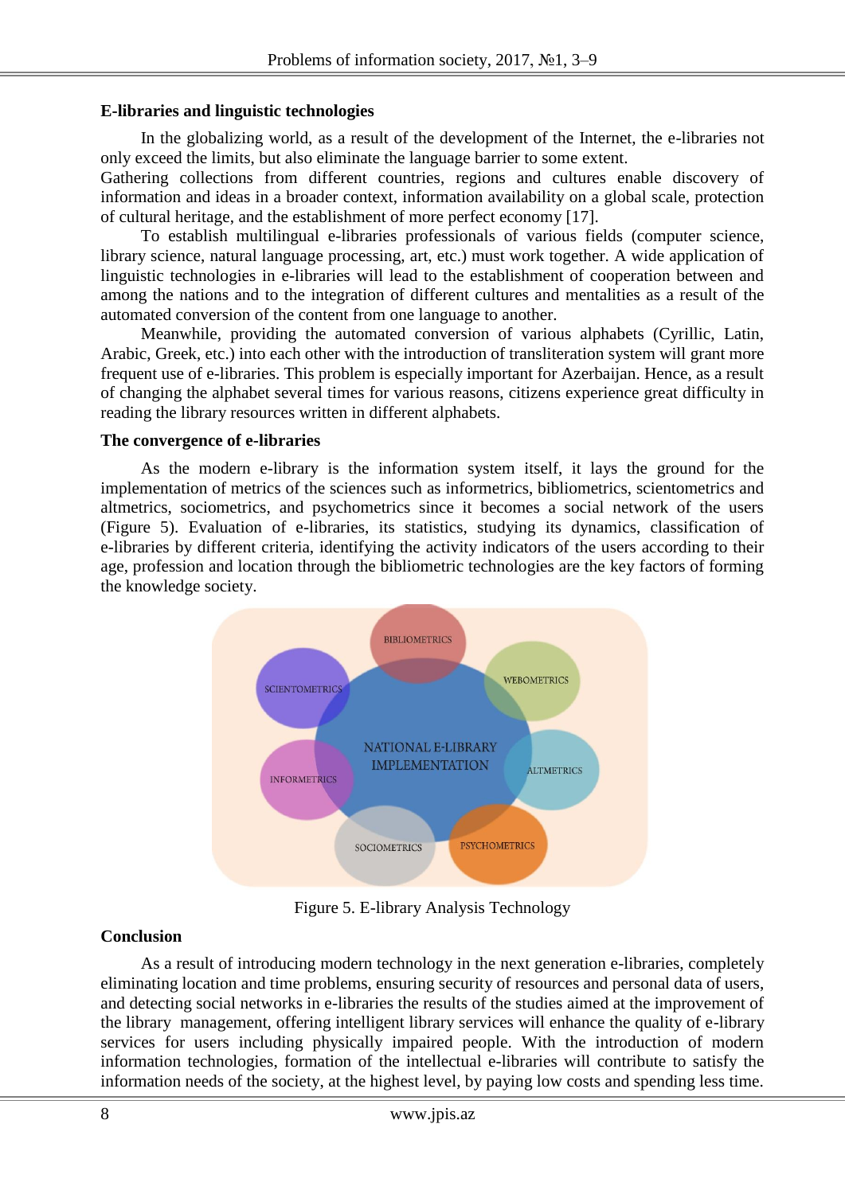## E-libraries and linguistic technologies

In the globalizing world, as a result of the development of the Internet, the e-libraries not only exceed the limits, but also eliminate the language barrier to some extent.
Gathering collections from different countries, regions and cultures enable discovery of information and ideas in a broader context, information availability on a global scale, protection of cultural heritage, and the establishment of more perfect economy [17].

To establish multilingual e-libraries professionals of various fields (computer science, library science, natural language processing, art, etc.) must work together. A wide application of linguistic technologies in e-libraries will lead to the establishment of cooperation between and among the nations and to the integration of different cultures and mentalities as a result of the automated conversion of the content from one language to another.

Meanwhile, providing the automated conversion of various alphabets (Cyrillic, Latin, Arabic, Greek, etc.) into each other with the introduction of transliteration system will grant more frequent use of e-libraries. This problem is especially important for Azerbaijan. Hence, as a result of changing the alphabet several times for various reasons, citizens experience great difficulty in reading the library resources written in different alphabets.

## The convergence of e-libraries

As the modern e-library is the information system itself, it lays the ground for the implementation of metrics of the sciences such as informetrics, bibliometrics, scientometrics and altmetrics, sociometrics, and psychometrics since it becomes a social network of the users (Figure 5). Evaluation of e-libraries, its statistics, studying its dynamics, classification of e-libraries by different criteria, identifying the activity indicators of the users according to their age, profession and location through the bibliometric technologies are the key factors of forming the knowledge society.

Figure 5. E-library Analysis Technology

## Conclusion

As a result of introducing modern technology in the next generation e-libraries, completely eliminating location and time problems, ensuring security of resources and personal data of users, and detecting social networks in e-libraries the results of the studies aimed at the improvement of the library management, offering intelligent library services will enhance the quality of e-library services for users including physically impaired people. With the introduction of modern information technologies, formation of the intellectual e-libraries will contribute to satisfy the information needs of the society, at the highest level, by paying low costs and spending less time.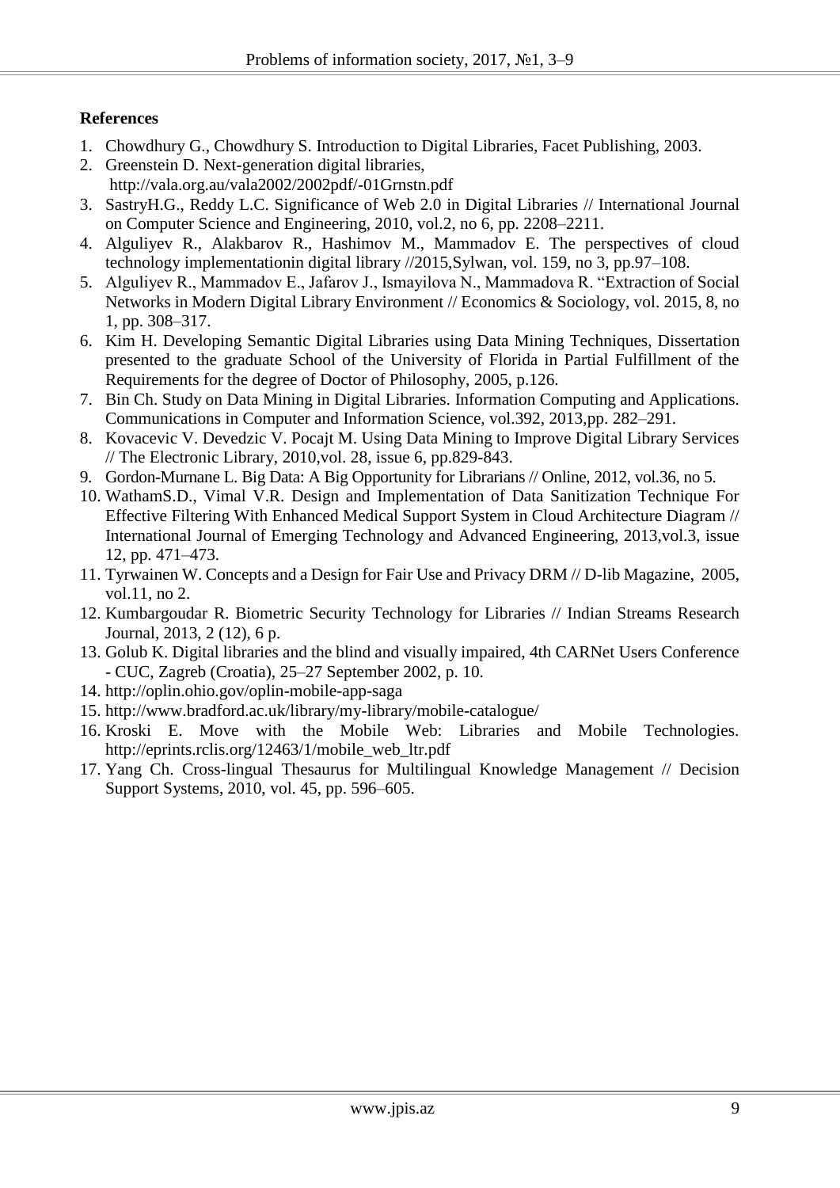**References**

1. Chowdhury G., Chowdhury S. Introduction to Digital Libraries, Facet Publishing, 2003.
2. Greenstein D. Next-generation digital libraries,
   http://vala.org.au/vala2002/2002pdf/-01Grnstn.pdf
3. SastryH.G., Reddy L.C. Significance of Web 2.0 in Digital Libraries // International Journal on Computer Science and Engineering, 2010, vol.2, no 6, pp. 2208–2211.
4. Alguliyev R., Alakbarov R., Hashimov M., Mammadov E. The perspectives of cloud technology implementationin digital library //2015,Sylwan, vol. 159, no 3, pp.97–108.
5. Alguliyev R., Mammadov E., Jafarov J., Ismayilova N., Mammadova R. "Extraction of Social Networks in Modern Digital Library Environment // Economics & Sociology, vol. 2015, 8, no 1, pp. 308–317.
6. Kim H. Developing Semantic Digital Libraries using Data Mining Techniques, Dissertation presented to the graduate School of the University of Florida in Partial Fulfillment of the Requirements for the degree of Doctor of Philosophy, 2005, p.126.
7. Bin Ch. Study on Data Mining in Digital Libraries. Information Computing and Applications. Communications in Computer and Information Science, vol.392, 2013,pp. 282–291.
8. Kovacevic V. Devedzic V. Pocajt M. Using Data Mining to Improve Digital Library Services // The Electronic Library, 2010,vol. 28, issue 6, pp.829-843.
9. Gordon-Murnane L. Big Data: A Big Opportunity for Librarians // Online, 2012, vol.36, no 5.
10. WathamS.D., Vimal V.R. Design and Implementation of Data Sanitization Technique For Effective Filtering With Enhanced Medical Support System in Cloud Architecture Diagram // International Journal of Emerging Technology and Advanced Engineering, 2013,vol.3, issue 12, pp. 471–473.
11. Tyrwainen W. Concepts and a Design for Fair Use and Privacy DRM // D-lib Magazine, 2005, vol.11, no 2.
12. Kumbargoudar R. Biometric Security Technology for Libraries // Indian Streams Research Journal, 2013, 2 (12), 6 p.
13. Golub K. Digital libraries and the blind and visually impaired, 4th CARNet Users Conference - CUC, Zagreb (Croatia), 25–27 September 2002, p. 10.
14. http://oplin.ohio.gov/oplin-mobile-app-saga
15. http://www.bradford.ac.uk/library/my-library/mobile-catalogue/
16. Kroski E. Move with the Mobile Web: Libraries and Mobile Technologies. http://eprints.rclis.org/12463/1/mobile_web_ltr.pdf
17. Yang Ch. Cross-lingual Thesaurus for Multilingual Knowledge Management // Decision Support Systems, 2010, vol. 45, pp. 596–605.